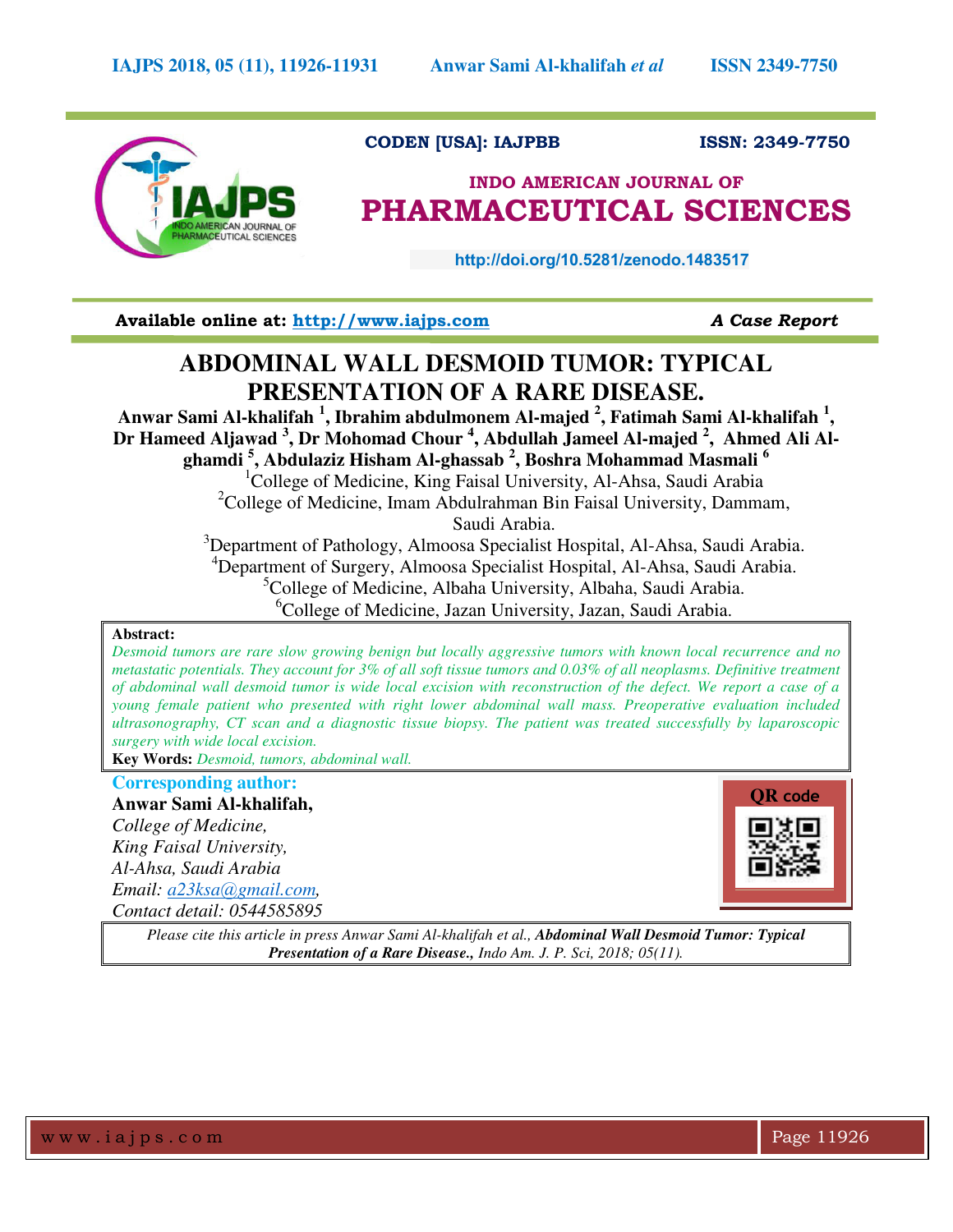CODEN [USA]: IAJPBB ISSN: 2349-7750

# INDO AMERICAN JOURNAL OF PHARMACEUTICAL SCIENCES

http://doi.org/10.5281/zenodo.1483517

**Available online at: http://www.iajps.com** *A Case Report*

# ABDOMINAL WALL DESMOID TUMOR: TYPICAL PRESENTATION OF A RARE DISEASE.

**Anwar Sami Al-khalifah [1], Ibrahim abdulmonem Al-majed [2], Fatimah Sami Al-khalifah [1], Dr Hameed Aljawad [3], Dr Mohomad Chour [4], Abdullah Jameel Al-majed [2], Ahmed Ali Al-ghamdi [5], Abdulaziz Hisham Al-ghassab [2], Boshra Mohammad Masmali [6]**

[1]College of Medicine, King Faisal University, Al-Ahsa, Saudi Arabia
[2]College of Medicine, Imam Abdulrahman Bin Faisal University, Dammam, Saudi Arabia.
[3]Department of Pathology, Almoosa Specialist Hospital, Al-Ahsa, Saudi Arabia.
[4]Department of Surgery, Almoosa Specialist Hospital, Al-Ahsa, Saudi Arabia.
[5]College of Medicine, Albaha University, Albaha, Saudi Arabia.
[6]College of Medicine, Jazan University, Jazan, Saudi Arabia.

**Abstract:**

*Desmoid tumors are rare slow growing benign but locally aggressive tumors with known local recurrence and no metastatic potentials. They account for 3% of all soft tissue tumors and 0.03% of all neoplasms. Definitive treatment of abdominal wall desmoid tumor is wide local excision with reconstruction of the defect. We report a case of a young female patient who presented with right lower abdominal wall mass. Preoperative evaluation included ultrasonography, CT scan and a diagnostic tissue biopsy. The patient was treated successfully by laparoscopic surgery with wide local excision.*

**Key Words:** *Desmoid, tumors, abdominal wall.*

**Corresponding author:**

**Anwar Sami Al-khalifah,**
*College of Medicine,*
*King Faisal University,*
*Al-Ahsa, Saudi Arabia*
*Email: a23ksa@gmail.com,*
*Contact detail: 0544585895*

QR code

*Please cite this article in press Anwar Sami Al-khalifah et al.,* ***Abdominal Wall Desmoid Tumor: Typical Presentation of a Rare Disease.,*** *Indo Am. J. P. Sci, 2018; 05(11).*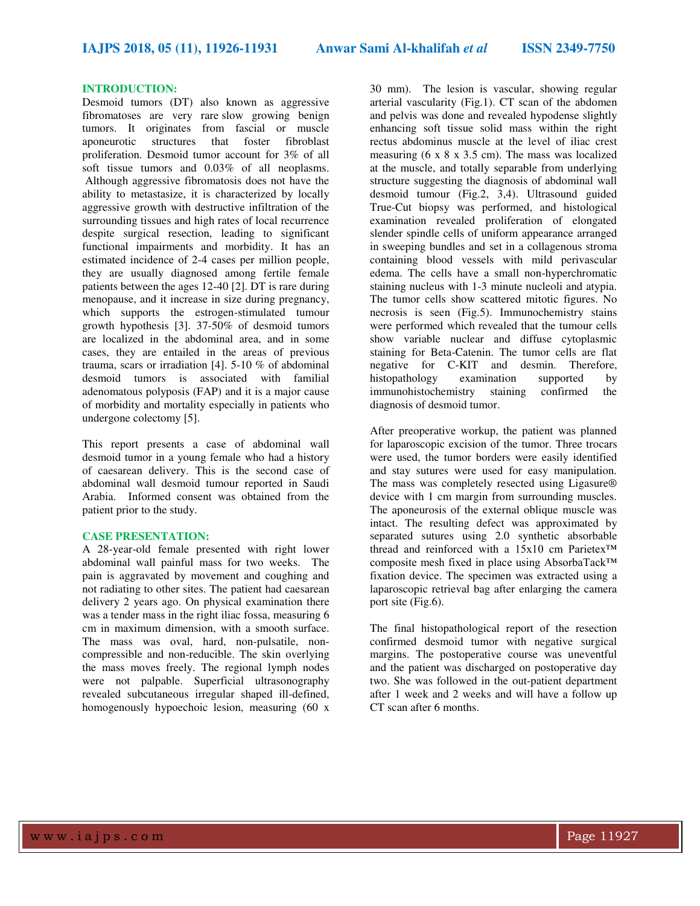## INTRODUCTION:

Desmoid tumors (DT) also known as aggressive fibromatoses are very rare slow growing benign tumors. It originates from fascial or muscle aponeurotic structures that foster fibroblast proliferation. Desmoid tumor account for 3% of all soft tissue tumors and 0.03% of all neoplasms. Although aggressive fibromatosis does not have the ability to metastasize, it is characterized by locally aggressive growth with destructive infiltration of the surrounding tissues and high rates of local recurrence despite surgical resection, leading to significant functional impairments and morbidity. It has an estimated incidence of 2-4 cases per million people, they are usually diagnosed among fertile female patients between the ages 12-40 [2]. DT is rare during menopause, and it increase in size during pregnancy, which supports the estrogen-stimulated tumour growth hypothesis [3]. 37-50% of desmoid tumors are localized in the abdominal area, and in some cases, they are entailed in the areas of previous trauma, scars or irradiation [4]. 5-10 % of abdominal desmoid tumors is associated with familial adenomatous polyposis (FAP) and it is a major cause of morbidity and mortality especially in patients who undergone colectomy [5].

This report presents a case of abdominal wall desmoid tumor in a young female who had a history of caesarean delivery. This is the second case of abdominal wall desmoid tumour reported in Saudi Arabia. Informed consent was obtained from the patient prior to the study.

## CASE PRESENTATION:

A 28-year-old female presented with right lower abdominal wall painful mass for two weeks. The pain is aggravated by movement and coughing and not radiating to other sites. The patient had caesarean delivery 2 years ago. On physical examination there was a tender mass in the right iliac fossa, measuring 6 cm in maximum dimension, with a smooth surface. The mass was oval, hard, non-pulsatile, non-compressible and non-reducible. The skin overlying the mass moves freely. The regional lymph nodes were not palpable. Superficial ultrasonography revealed subcutaneous irregular shaped ill-defined, homogenously hypoechoic lesion, measuring (60 x 30 mm). The lesion is vascular, showing regular arterial vascularity (Fig.1). CT scan of the abdomen and pelvis was done and revealed hypodense slightly enhancing soft tissue solid mass within the right rectus abdominus muscle at the level of iliac crest measuring (6 x 8 x 3.5 cm). The mass was localized at the muscle, and totally separable from underlying structure suggesting the diagnosis of abdominal wall desmoid tumour (Fig.2, 3,4). Ultrasound guided True-Cut biopsy was performed, and histological examination revealed proliferation of elongated slender spindle cells of uniform appearance arranged in sweeping bundles and set in a collagenous stroma containing blood vessels with mild perivascular edema. The cells have a small non-hyperchromatic staining nucleus with 1-3 minute nucleoli and atypia. The tumor cells show scattered mitotic figures. No necrosis is seen (Fig.5). Immunochemistry stains were performed which revealed that the tumour cells show variable nuclear and diffuse cytoplasmic staining for Beta-Catenin. The tumor cells are flat negative for C-KIT and desmin. Therefore, histopathology examination supported by immunohistochemistry staining confirmed the diagnosis of desmoid tumor.

After preoperative workup, the patient was planned for laparoscopic excision of the tumor. Three trocars were used, the tumor borders were easily identified and stay sutures were used for easy manipulation. The mass was completely resected using Ligasure® device with 1 cm margin from surrounding muscles. The aponeurosis of the external oblique muscle was intact. The resulting defect was approximated by separated sutures using 2.0 synthetic absorbable thread and reinforced with a 15x10 cm Parietex™ composite mesh fixed in place using AbsorbaTack™ fixation device. The specimen was extracted using a laparoscopic retrieval bag after enlarging the camera port site (Fig.6).

The final histopathological report of the resection confirmed desmoid tumor with negative surgical margins. The postoperative course was uneventful and the patient was discharged on postoperative day two. She was followed in the out-patient department after 1 week and 2 weeks and will have a follow up CT scan after 6 months.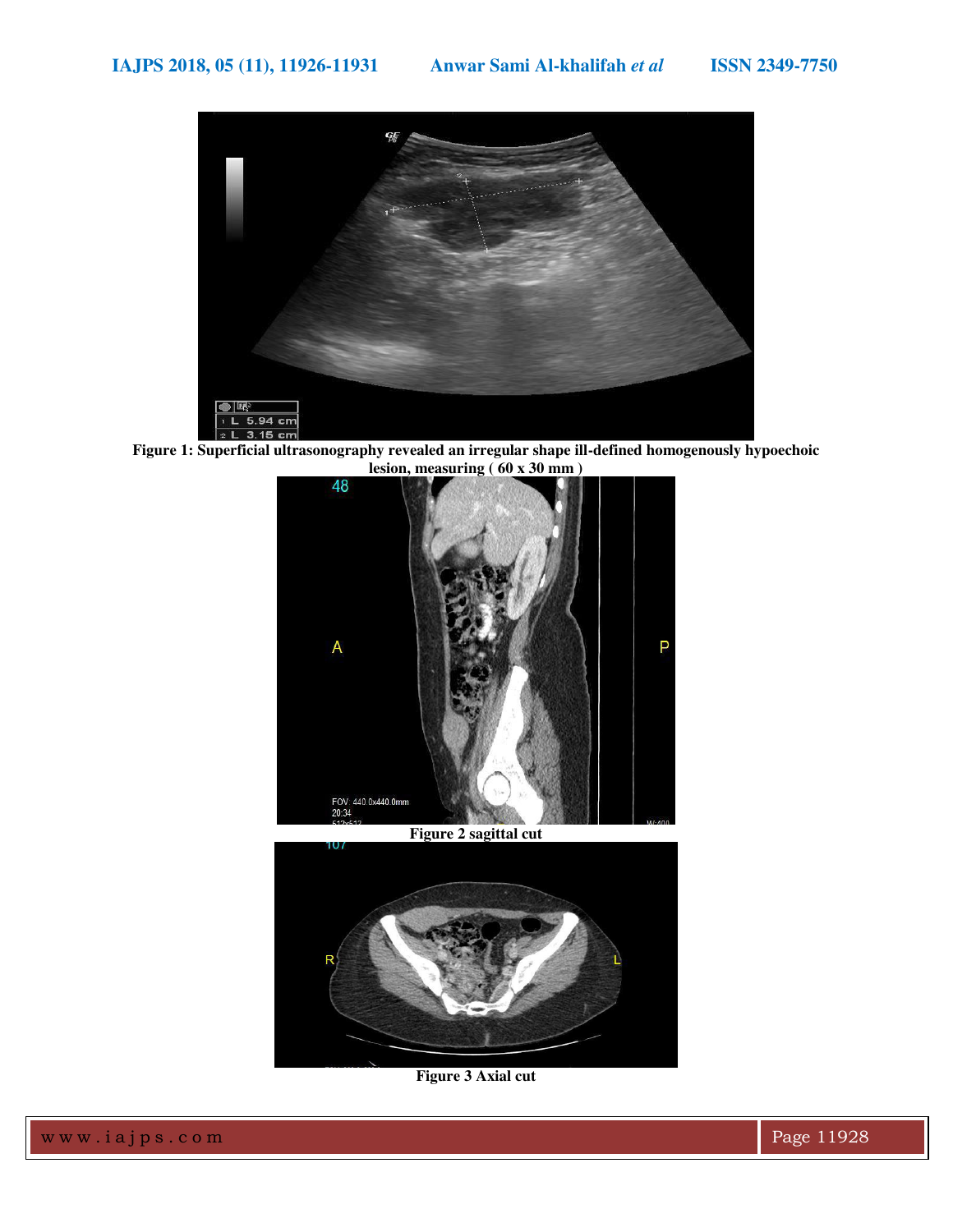**Figure 1: Superficial ultrasonography revealed an irregular shape ill-defined homogenously hypoechoic lesion, measuring ( 60 x 30 mm )**

**Figure 2 sagittal cut**

**Figure 3 Axial cut**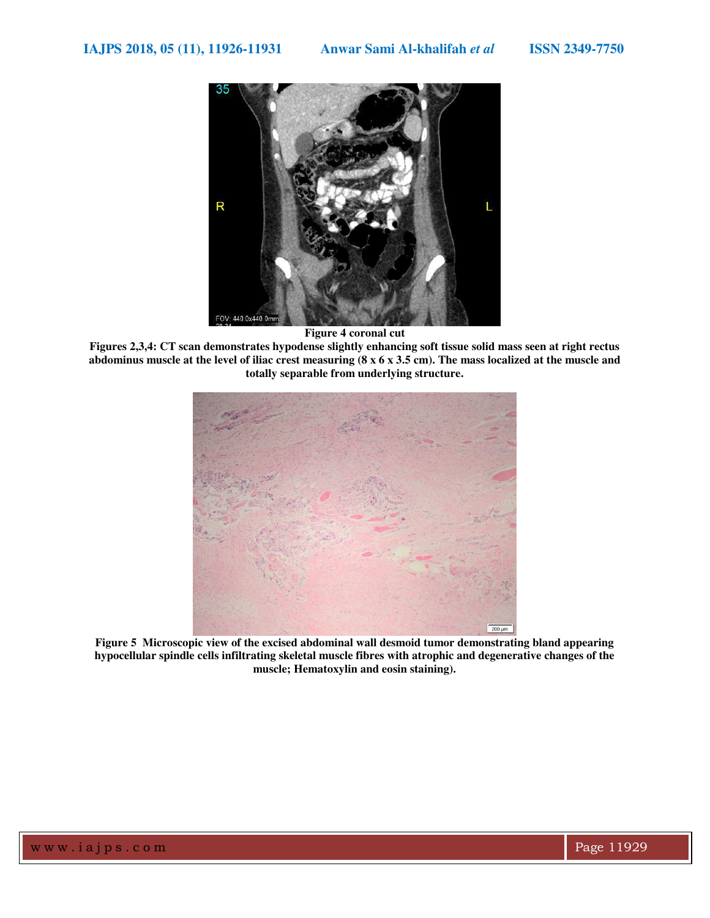**Figure 4 coronal cut**

**Figures 2,3,4: CT scan demonstrates hypodense slightly enhancing soft tissue solid mass seen at right rectus abdominus muscle at the level of iliac crest measuring (8 x 6 x 3.5 cm). The mass localized at the muscle and totally separable from underlying structure.**

**Figure 5 Microscopic view of the excised abdominal wall desmoid tumor demonstrating bland appearing hypocellular spindle cells infiltrating skeletal muscle fibres with atrophic and degenerative changes of the muscle; Hematoxylin and eosin staining).**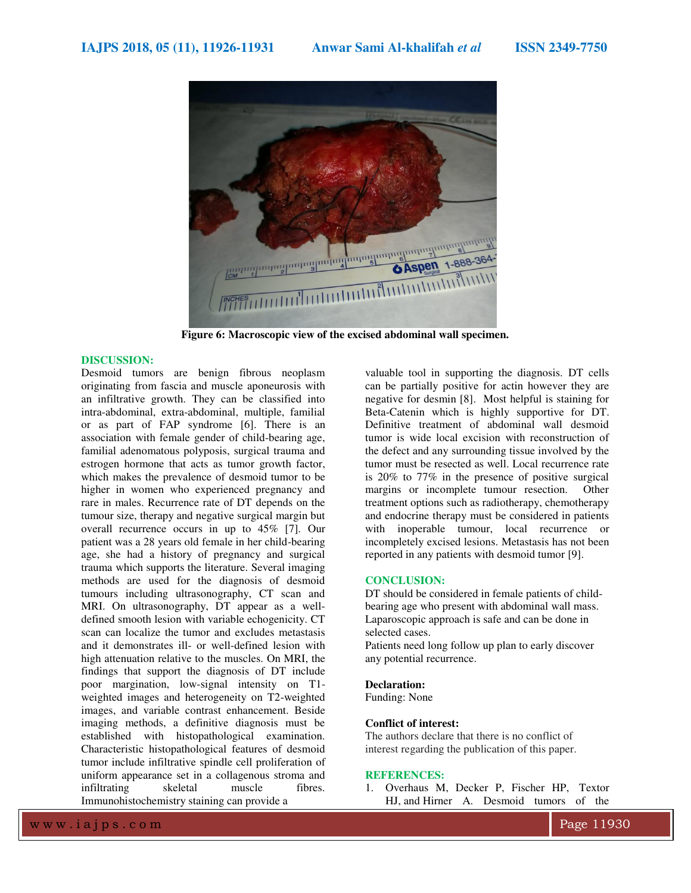Figure 6: Macroscopic view of the excised abdominal wall specimen.

## DISCUSSION:

Desmoid tumors are benign fibrous neoplasm originating from fascia and muscle aponeurosis with an infiltrative growth. They can be classified into intra-abdominal, extra-abdominal, multiple, familial or as part of FAP syndrome [6]. There is an association with female gender of child-bearing age, familial adenomatous polyposis, surgical trauma and estrogen hormone that acts as tumor growth factor, which makes the prevalence of desmoid tumor to be higher in women who experienced pregnancy and rare in males. Recurrence rate of DT depends on the tumour size, therapy and negative surgical margin but overall recurrence occurs in up to 45% [7]. Our patient was a 28 years old female in her child-bearing age, she had a history of pregnancy and surgical trauma which supports the literature. Several imaging methods are used for the diagnosis of desmoid tumours including ultrasonography, CT scan and MRI. On ultrasonography, DT appear as a well-defined smooth lesion with variable echogenicity. CT scan can localize the tumor and excludes metastasis and it demonstrates ill- or well-defined lesion with high attenuation relative to the muscles. On MRI, the findings that support the diagnosis of DT include poor margination, low-signal intensity on T1-weighted images and heterogeneity on T2-weighted images, and variable contrast enhancement. Beside imaging methods, a definitive diagnosis must be established with histopathological examination. Characteristic histopathological features of desmoid tumor include infiltrative spindle cell proliferation of uniform appearance set in a collagenous stroma and infiltrating skeletal muscle fibres. Immunohistochemistry staining can provide a valuable tool in supporting the diagnosis. DT cells can be partially positive for actin however they are negative for desmin [8]. Most helpful is staining for Beta-Catenin which is highly supportive for DT. Definitive treatment of abdominal wall desmoid tumor is wide local excision with reconstruction of the defect and any surrounding tissue involved by the tumor must be resected as well. Local recurrence rate is 20% to 77% in the presence of positive surgical margins or incomplete tumour resection. Other treatment options such as radiotherapy, chemotherapy and endocrine therapy must be considered in patients with inoperable tumour, local recurrence or incompletely excised lesions. Metastasis has not been reported in any patients with desmoid tumor [9].

## CONCLUSION:

DT should be considered in female patients of child-bearing age who present with abdominal wall mass. Laparoscopic approach is safe and can be done in selected cases.

Patients need long follow up plan to early discover any potential recurrence.

**Declaration:**

Funding: None

**Conflict of interest:**

The authors declare that there is no conflict of interest regarding the publication of this paper.

## REFERENCES:

1. Overhaus M, Decker P, Fischer HP, Textor HJ, and Hirner A. Desmoid tumors of the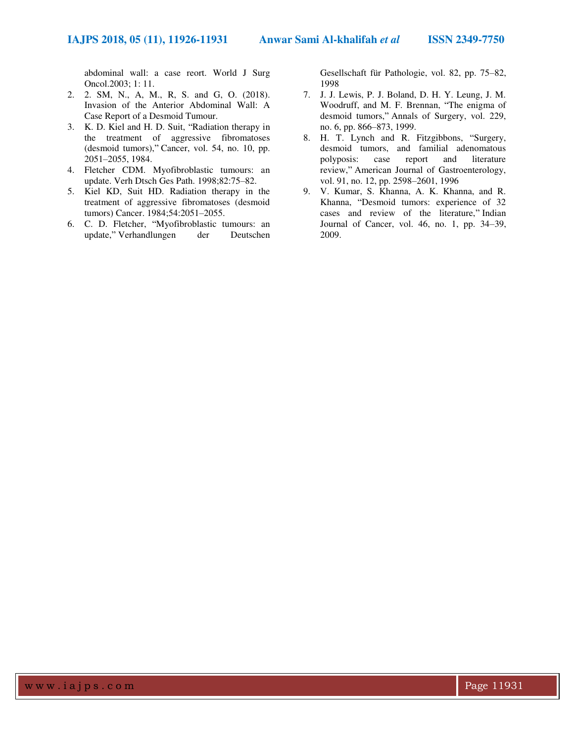abdominal wall: a case reort. World J Surg Oncol.2003; 1: 11.

2. 2. SM, N., A, M., R, S. and G, O. (2018). Invasion of the Anterior Abdominal Wall: A Case Report of a Desmoid Tumour.
3. K. D. Kiel and H. D. Suit, "Radiation therapy in the treatment of aggressive fibromatoses (desmoid tumors)," Cancer, vol. 54, no. 10, pp. 2051–2055, 1984.
4. Fletcher CDM. Myofibroblastic tumours: an update. Verh Dtsch Ges Path. 1998;82:75–82.
5. Kiel KD, Suit HD. Radiation therapy in the treatment of aggressive fibromatoses (desmoid tumors) Cancer. 1984;54:2051–2055.
6. C. D. Fletcher, "Myofibroblastic tumours: an update," Verhandlungen der Deutschen Gesellschaft für Pathologie, vol. 82, pp. 75–82, 1998
7. J. J. Lewis, P. J. Boland, D. H. Y. Leung, J. M. Woodruff, and M. F. Brennan, "The enigma of desmoid tumors," Annals of Surgery, vol. 229, no. 6, pp. 866–873, 1999.
8. H. T. Lynch and R. Fitzgibbons, "Surgery, desmoid tumors, and familial adenomatous polyposis: case report and literature review," American Journal of Gastroenterology, vol. 91, no. 12, pp. 2598–2601, 1996
9. V. Kumar, S. Khanna, A. K. Khanna, and R. Khanna, "Desmoid tumors: experience of 32 cases and review of the literature," Indian Journal of Cancer, vol. 46, no. 1, pp. 34–39, 2009.